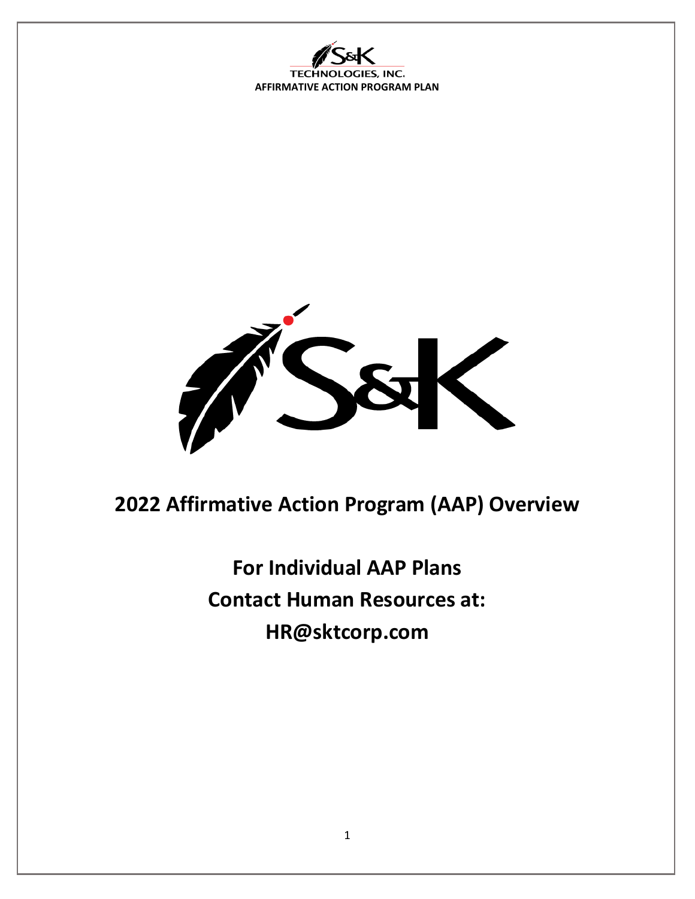S&K TECHNOLOGIES, INC.

AFFIRMATIVE ACTION PROGRAM PLAN

# 2022 Affirmative Action Program (AAP) Overview

**For Individual AAP Plans**

**Contact Human Resources at:**

**HR@sktcorp.com**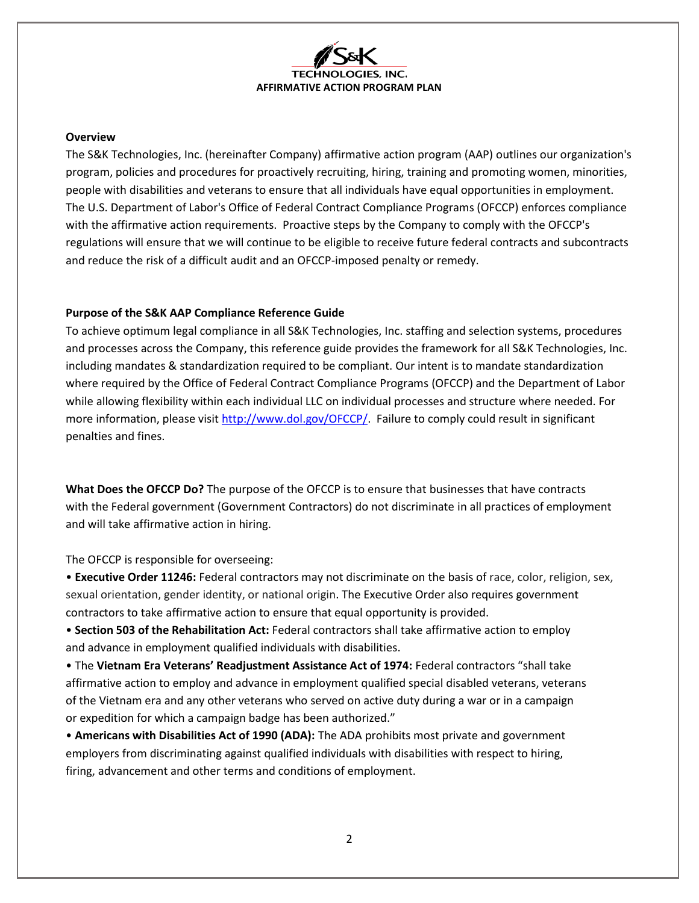# S&K TECHNOLOGIES, INC.
## AFFIRMATIVE ACTION PROGRAM PLAN

**Overview**

The S&K Technologies, Inc. (hereinafter Company) affirmative action program (AAP) outlines our organization's program, policies and procedures for proactively recruiting, hiring, training and promoting women, minorities, people with disabilities and veterans to ensure that all individuals have equal opportunities in employment. The U.S. Department of Labor's Office of Federal Contract Compliance Programs (OFCCP) enforces compliance with the affirmative action requirements. Proactive steps by the Company to comply with the OFCCP's regulations will ensure that we will continue to be eligible to receive future federal contracts and subcontracts and reduce the risk of a difficult audit and an OFCCP-imposed penalty or remedy.

**Purpose of the S&K AAP Compliance Reference Guide**

To achieve optimum legal compliance in all S&K Technologies, Inc. staffing and selection systems, procedures and processes across the Company, this reference guide provides the framework for all S&K Technologies, Inc. including mandates & standardization required to be compliant. Our intent is to mandate standardization where required by the Office of Federal Contract Compliance Programs (OFCCP) and the Department of Labor while allowing flexibility within each individual LLC on individual processes and structure where needed. For more information, please visit [http://www.dol.gov/OFCCP/](http://www.dol.gov/OFCCP/). Failure to comply could result in significant penalties and fines.

**What Does the OFCCP Do?** The purpose of the OFCCP is to ensure that businesses that have contracts with the Federal government (Government Contractors) do not discriminate in all practices of employment and will take affirmative action in hiring.

The OFCCP is responsible for overseeing:

- **Executive Order 11246:** Federal contractors may not discriminate on the basis of race, color, religion, sex, sexual orientation, gender identity, or national origin. The Executive Order also requires government contractors to take affirmative action to ensure that equal opportunity is provided.
- **Section 503 of the Rehabilitation Act:** Federal contractors shall take affirmative action to employ and advance in employment qualified individuals with disabilities.
- The **Vietnam Era Veterans' Readjustment Assistance Act of 1974:** Federal contractors "shall take affirmative action to employ and advance in employment qualified special disabled veterans, veterans of the Vietnam era and any other veterans who served on active duty during a war or in a campaign or expedition for which a campaign badge has been authorized."
- **Americans with Disabilities Act of 1990 (ADA):** The ADA prohibits most private and government employers from discriminating against qualified individuals with disabilities with respect to hiring, firing, advancement and other terms and conditions of employment.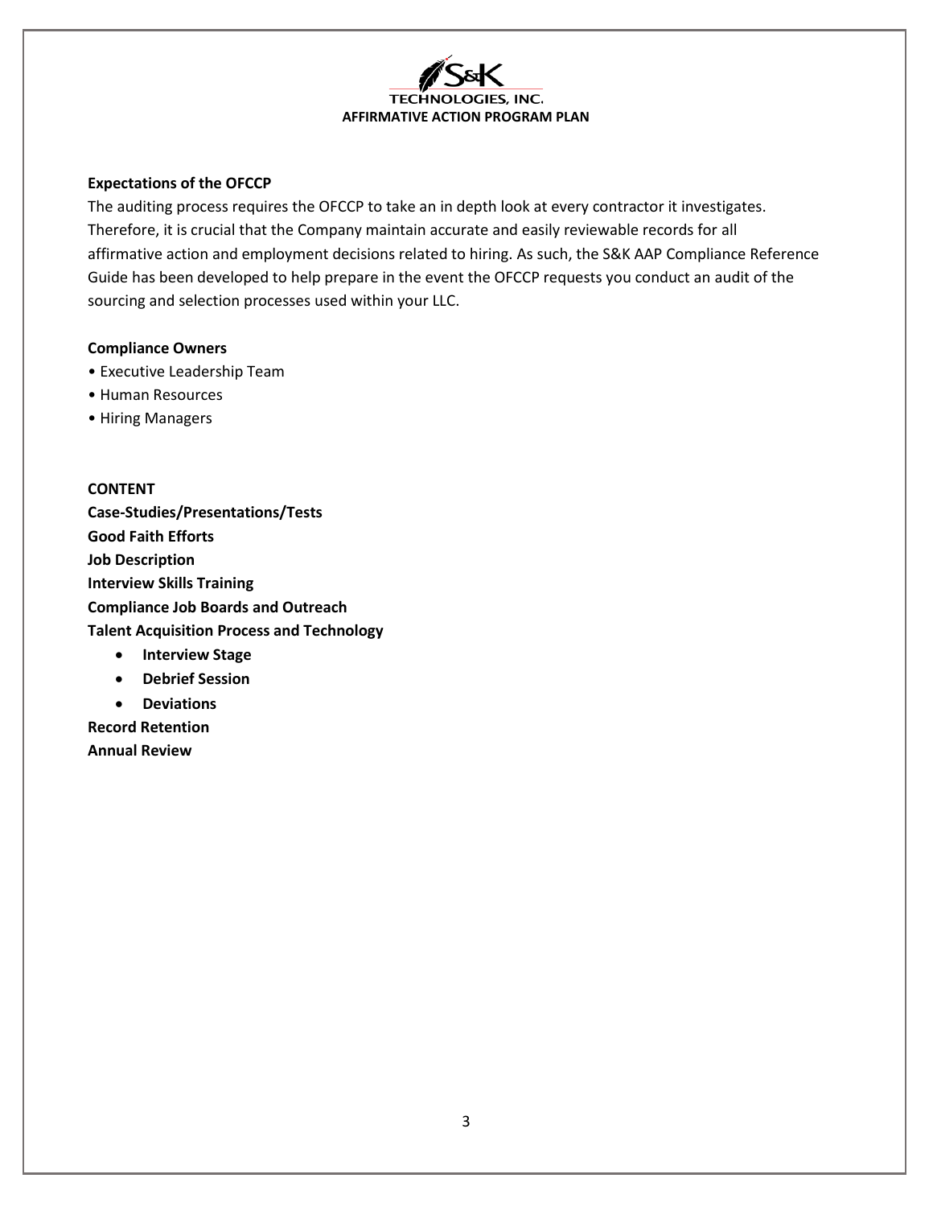**Expectations of the OFCCP**

The auditing process requires the OFCCP to take an in depth look at every contractor it investigates. Therefore, it is crucial that the Company maintain accurate and easily reviewable records for all affirmative action and employment decisions related to hiring. As such, the S&K AAP Compliance Reference Guide has been developed to help prepare in the event the OFCCP requests you conduct an audit of the sourcing and selection processes used within your LLC.

**Compliance Owners**

• Executive Leadership Team
• Human Resources
• Hiring Managers

**CONTENT**

**Case-Studies/Presentations/Tests**
**Good Faith Efforts**
**Job Description**
**Interview Skills Training**
**Compliance Job Boards and Outreach**
**Talent Acquisition Process and Technology**

- **Interview Stage**
- **Debrief Session**
- **Deviations**

**Record Retention**
**Annual Review**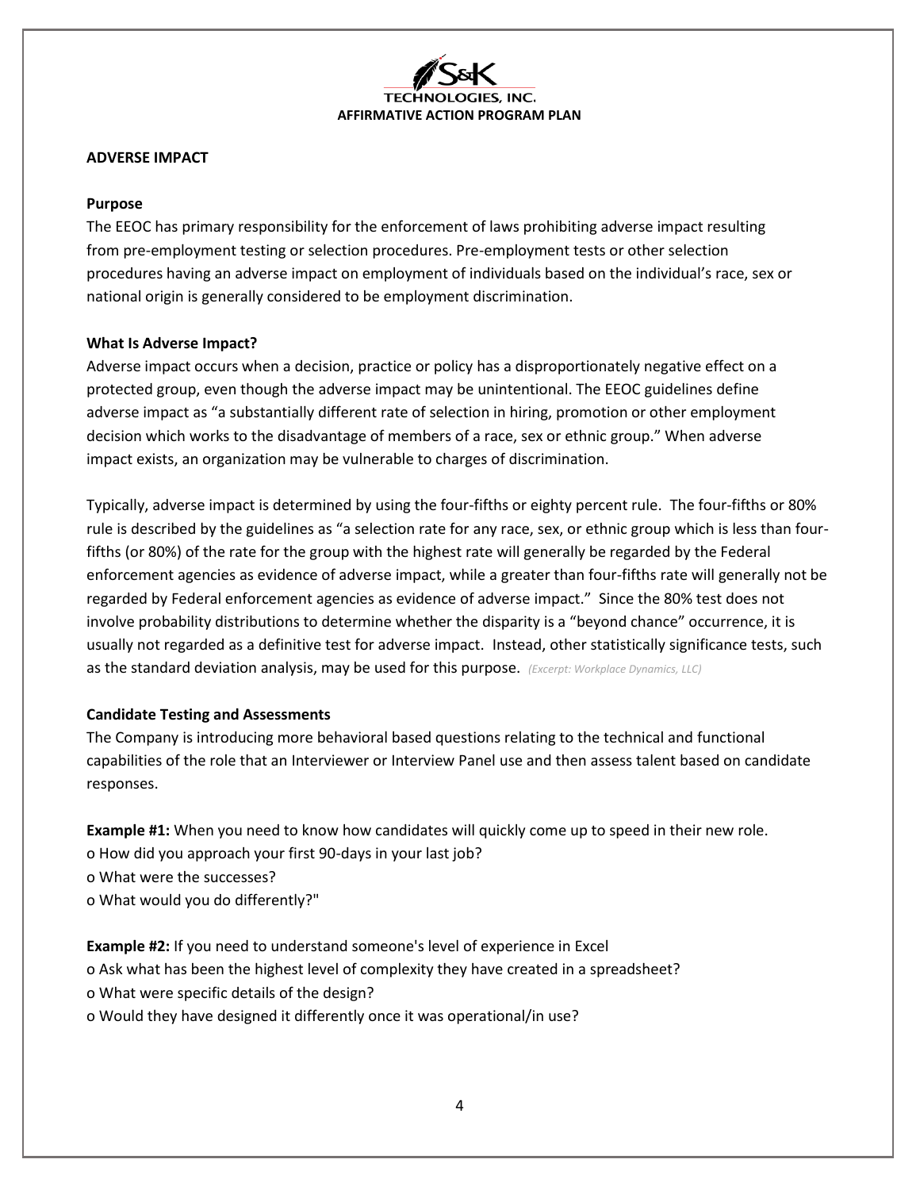## ADVERSE IMPACT

### Purpose

The EEOC has primary responsibility for the enforcement of laws prohibiting adverse impact resulting from pre-employment testing or selection procedures. Pre-employment tests or other selection procedures having an adverse impact on employment of individuals based on the individual's race, sex or national origin is generally considered to be employment discrimination.

### What Is Adverse Impact?

Adverse impact occurs when a decision, practice or policy has a disproportionately negative effect on a protected group, even though the adverse impact may be unintentional. The EEOC guidelines define adverse impact as "a substantially different rate of selection in hiring, promotion or other employment decision which works to the disadvantage of members of a race, sex or ethnic group." When adverse impact exists, an organization may be vulnerable to charges of discrimination.

Typically, adverse impact is determined by using the four-fifths or eighty percent rule. The four-fifths or 80% rule is described by the guidelines as "a selection rate for any race, sex, or ethnic group which is less than four-fifths (or 80%) of the rate for the group with the highest rate will generally be regarded by the Federal enforcement agencies as evidence of adverse impact, while a greater than four-fifths rate will generally not be regarded by Federal enforcement agencies as evidence of adverse impact." Since the 80% test does not involve probability distributions to determine whether the disparity is a "beyond chance" occurrence, it is usually not regarded as a definitive test for adverse impact. Instead, other statistically significance tests, such as the standard deviation analysis, may be used for this purpose. *(Excerpt: Workplace Dynamics, LLC)*

### Candidate Testing and Assessments

The Company is introducing more behavioral based questions relating to the technical and functional capabilities of the role that an Interviewer or Interview Panel use and then assess talent based on candidate responses.

**Example #1:** When you need to know how candidates will quickly come up to speed in their new role.

- How did you approach your first 90-days in your last job?
- What were the successes?
- What would you do differently?"

**Example #2:** If you need to understand someone's level of experience in Excel

- Ask what has been the highest level of complexity they have created in a spreadsheet?
- What were specific details of the design?
- Would they have designed it differently once it was operational/in use?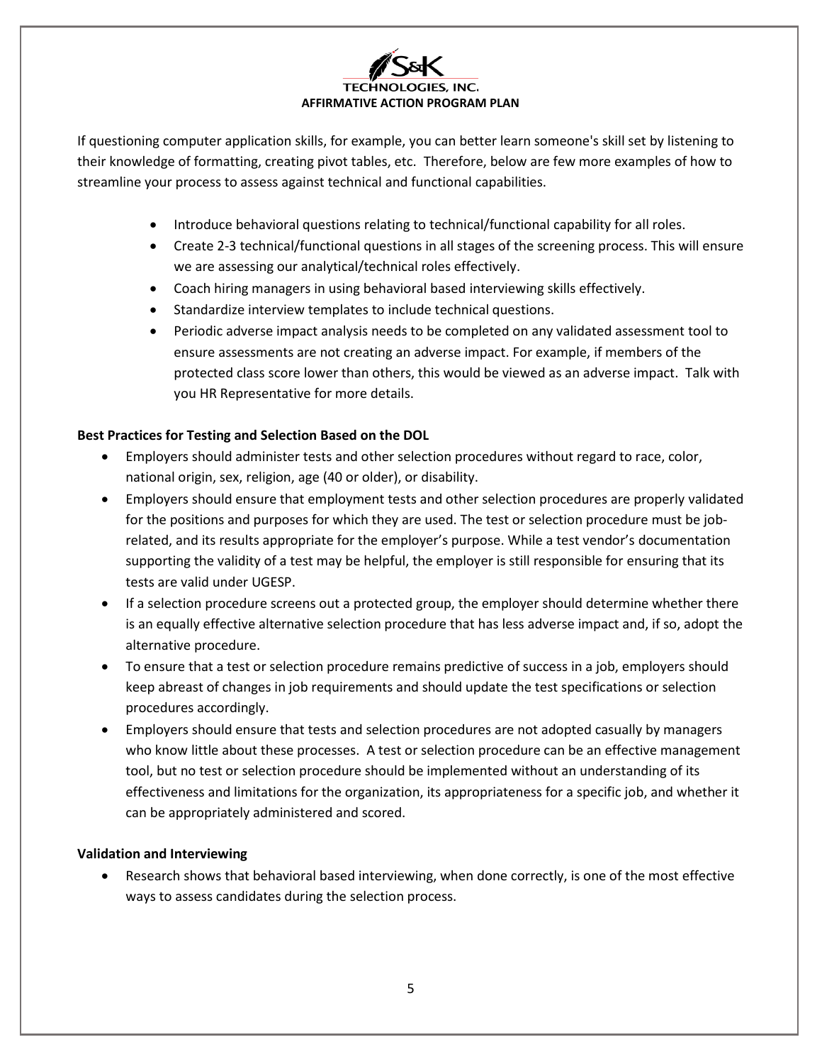If questioning computer application skills, for example, you can better learn someone's skill set by listening to their knowledge of formatting, creating pivot tables, etc. Therefore, below are few more examples of how to streamline your process to assess against technical and functional capabilities.

- Introduce behavioral questions relating to technical/functional capability for all roles.
- Create 2-3 technical/functional questions in all stages of the screening process. This will ensure we are assessing our analytical/technical roles effectively.
- Coach hiring managers in using behavioral based interviewing skills effectively.
- Standardize interview templates to include technical questions.
- Periodic adverse impact analysis needs to be completed on any validated assessment tool to ensure assessments are not creating an adverse impact. For example, if members of the protected class score lower than others, this would be viewed as an adverse impact. Talk with you HR Representative for more details.

**Best Practices for Testing and Selection Based on the DOL**

- Employers should administer tests and other selection procedures without regard to race, color, national origin, sex, religion, age (40 or older), or disability.
- Employers should ensure that employment tests and other selection procedures are properly validated for the positions and purposes for which they are used. The test or selection procedure must be job-related, and its results appropriate for the employer's purpose. While a test vendor's documentation supporting the validity of a test may be helpful, the employer is still responsible for ensuring that its tests are valid under UGESP.
- If a selection procedure screens out a protected group, the employer should determine whether there is an equally effective alternative selection procedure that has less adverse impact and, if so, adopt the alternative procedure.
- To ensure that a test or selection procedure remains predictive of success in a job, employers should keep abreast of changes in job requirements and should update the test specifications or selection procedures accordingly.
- Employers should ensure that tests and selection procedures are not adopted casually by managers who know little about these processes. A test or selection procedure can be an effective management tool, but no test or selection procedure should be implemented without an understanding of its effectiveness and limitations for the organization, its appropriateness for a specific job, and whether it can be appropriately administered and scored.

**Validation and Interviewing**

- Research shows that behavioral based interviewing, when done correctly, is one of the most effective ways to assess candidates during the selection process.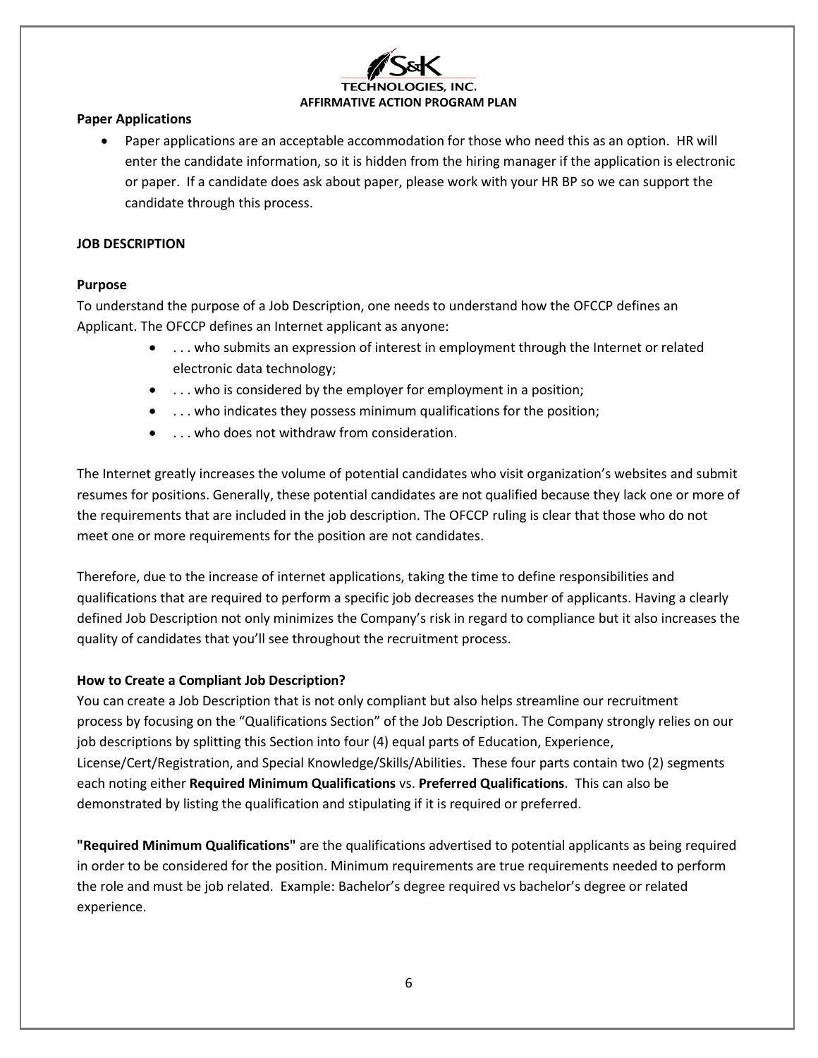### Paper Applications

- Paper applications are an acceptable accommodation for those who need this as an option. HR will enter the candidate information, so it is hidden from the hiring manager if the application is electronic or paper. If a candidate does ask about paper, please work with your HR BP so we can support the candidate through this process.

## JOB DESCRIPTION

### Purpose

To understand the purpose of a Job Description, one needs to understand how the OFCCP defines an Applicant. The OFCCP defines an Internet applicant as anyone:

- . . . who submits an expression of interest in employment through the Internet or related electronic data technology;
- . . . who is considered by the employer for employment in a position;
- . . . who indicates they possess minimum qualifications for the position;
- . . . who does not withdraw from consideration.

The Internet greatly increases the volume of potential candidates who visit organization's websites and submit resumes for positions. Generally, these potential candidates are not qualified because they lack one or more of the requirements that are included in the job description. The OFCCP ruling is clear that those who do not meet one or more requirements for the position are not candidates.

Therefore, due to the increase of internet applications, taking the time to define responsibilities and qualifications that are required to perform a specific job decreases the number of applicants. Having a clearly defined Job Description not only minimizes the Company's risk in regard to compliance but it also increases the quality of candidates that you'll see throughout the recruitment process.

### How to Create a Compliant Job Description?

You can create a Job Description that is not only compliant but also helps streamline our recruitment process by focusing on the "Qualifications Section" of the Job Description. The Company strongly relies on our job descriptions by splitting this Section into four (4) equal parts of Education, Experience, License/Cert/Registration, and Special Knowledge/Skills/Abilities. These four parts contain two (2) segments each noting either **Required Minimum Qualifications** vs. **Preferred Qualifications**. This can also be demonstrated by listing the qualification and stipulating if it is required or preferred.

**"Required Minimum Qualifications"** are the qualifications advertised to potential applicants as being required in order to be considered for the position. Minimum requirements are true requirements needed to perform the role and must be job related. Example: Bachelor's degree required vs bachelor's degree or related experience.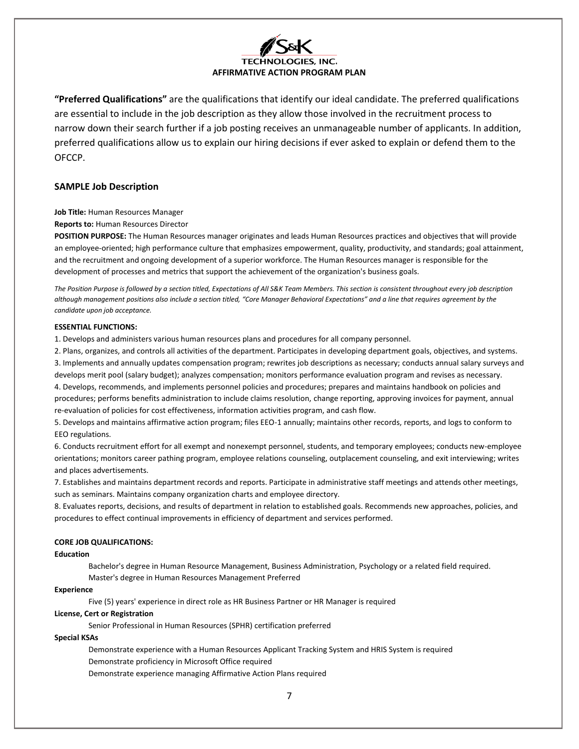**"Preferred Qualifications"** are the qualifications that identify our ideal candidate. The preferred qualifications are essential to include in the job description as they allow those involved in the recruitment process to narrow down their search further if a job posting receives an unmanageable number of applicants. In addition, preferred qualifications allow us to explain our hiring decisions if ever asked to explain or defend them to the OFCCP.

### SAMPLE Job Description

**Job Title:** Human Resources Manager

**Reports to:** Human Resources Director

**POSITION PURPOSE:** The Human Resources manager originates and leads Human Resources practices and objectives that will provide an employee-oriented; high performance culture that emphasizes empowerment, quality, productivity, and standards; goal attainment, and the recruitment and ongoing development of a superior workforce. The Human Resources manager is responsible for the development of processes and metrics that support the achievement of the organization's business goals.

*The Position Purpose is followed by a section titled, Expectations of All S&K Team Members. This section is consistent throughout every job description although management positions also include a section titled, "Core Manager Behavioral Expectations" and a line that requires agreement by the candidate upon job acceptance.*

**ESSENTIAL FUNCTIONS:**

1. Develops and administers various human resources plans and procedures for all company personnel.
2. Plans, organizes, and controls all activities of the department. Participates in developing department goals, objectives, and systems.
3. Implements and annually updates compensation program; rewrites job descriptions as necessary; conducts annual salary surveys and develops merit pool (salary budget); analyzes compensation; monitors performance evaluation program and revises as necessary.
4. Develops, recommends, and implements personnel policies and procedures; prepares and maintains handbook on policies and procedures; performs benefits administration to include claims resolution, change reporting, approving invoices for payment, annual re-evaluation of policies for cost effectiveness, information activities program, and cash flow.
5. Develops and maintains affirmative action program; files EEO-1 annually; maintains other records, reports, and logs to conform to EEO regulations.
6. Conducts recruitment effort for all exempt and nonexempt personnel, students, and temporary employees; conducts new-employee orientations; monitors career pathing program, employee relations counseling, outplacement counseling, and exit interviewing; writes and places advertisements.
7. Establishes and maintains department records and reports. Participate in administrative staff meetings and attends other meetings, such as seminars. Maintains company organization charts and employee directory.
8. Evaluates reports, decisions, and results of department in relation to established goals. Recommends new approaches, policies, and procedures to effect continual improvements in efficiency of department and services performed.

**CORE JOB QUALIFICATIONS:**

**Education**

Bachelor's degree in Human Resource Management, Business Administration, Psychology or a related field required.

Master's degree in Human Resources Management Preferred

**Experience**

Five (5) years' experience in direct role as HR Business Partner or HR Manager is required

**License, Cert or Registration**

Senior Professional in Human Resources (SPHR) certification preferred

**Special KSAs**

Demonstrate experience with a Human Resources Applicant Tracking System and HRIS System is required

Demonstrate proficiency in Microsoft Office required

Demonstrate experience managing Affirmative Action Plans required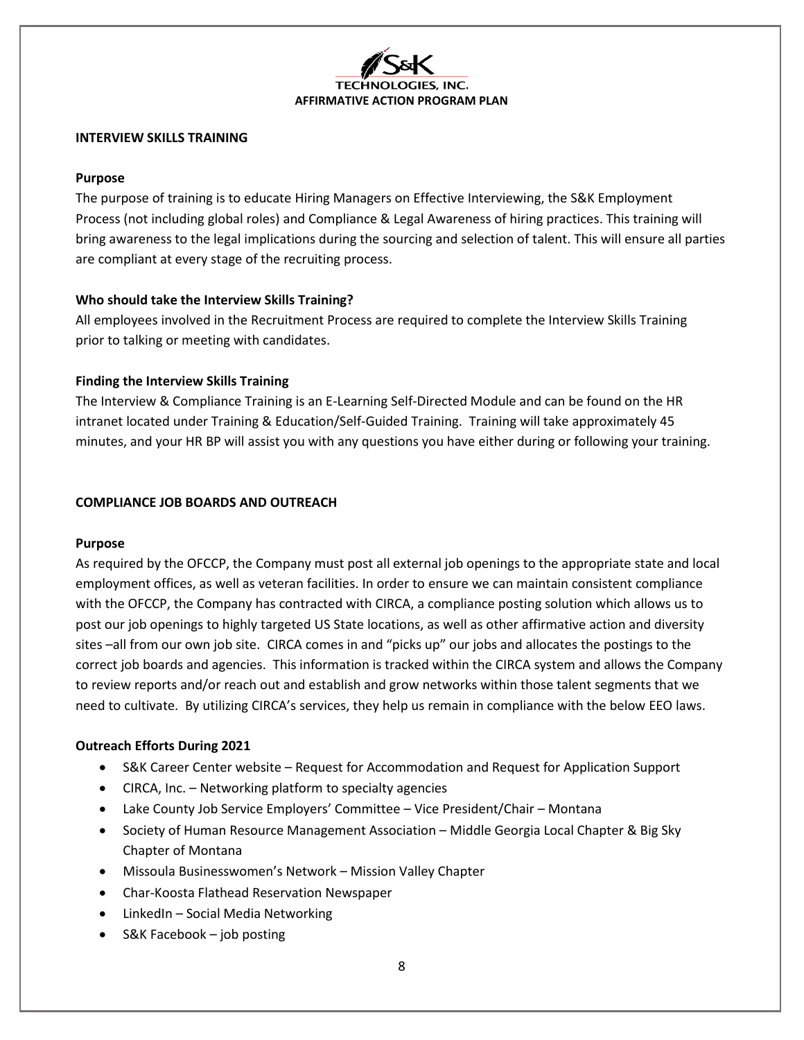## INTERVIEW SKILLS TRAINING

### Purpose

The purpose of training is to educate Hiring Managers on Effective Interviewing, the S&K Employment Process (not including global roles) and Compliance & Legal Awareness of hiring practices. This training will bring awareness to the legal implications during the sourcing and selection of talent. This will ensure all parties are compliant at every stage of the recruiting process.

### Who should take the Interview Skills Training?

All employees involved in the Recruitment Process are required to complete the Interview Skills Training prior to talking or meeting with candidates.

### Finding the Interview Skills Training

The Interview & Compliance Training is an E-Learning Self-Directed Module and can be found on the HR intranet located under Training & Education/Self-Guided Training. Training will take approximately 45 minutes, and your HR BP will assist you with any questions you have either during or following your training.

## COMPLIANCE JOB BOARDS AND OUTREACH

### Purpose

As required by the OFCCP, the Company must post all external job openings to the appropriate state and local employment offices, as well as veteran facilities. In order to ensure we can maintain consistent compliance with the OFCCP, the Company has contracted with CIRCA, a compliance posting solution which allows us to post our job openings to highly targeted US State locations, as well as other affirmative action and diversity sites –all from our own job site. CIRCA comes in and "picks up" our jobs and allocates the postings to the correct job boards and agencies. This information is tracked within the CIRCA system and allows the Company to review reports and/or reach out and establish and grow networks within those talent segments that we need to cultivate. By utilizing CIRCA's services, they help us remain in compliance with the below EEO laws.

### Outreach Efforts During 2021

- S&K Career Center website – Request for Accommodation and Request for Application Support
- CIRCA, Inc. – Networking platform to specialty agencies
- Lake County Job Service Employers' Committee – Vice President/Chair – Montana
- Society of Human Resource Management Association – Middle Georgia Local Chapter & Big Sky Chapter of Montana
- Missoula Businesswomen's Network – Mission Valley Chapter
- Char-Koosta Flathead Reservation Newspaper
- LinkedIn – Social Media Networking
- S&K Facebook – job posting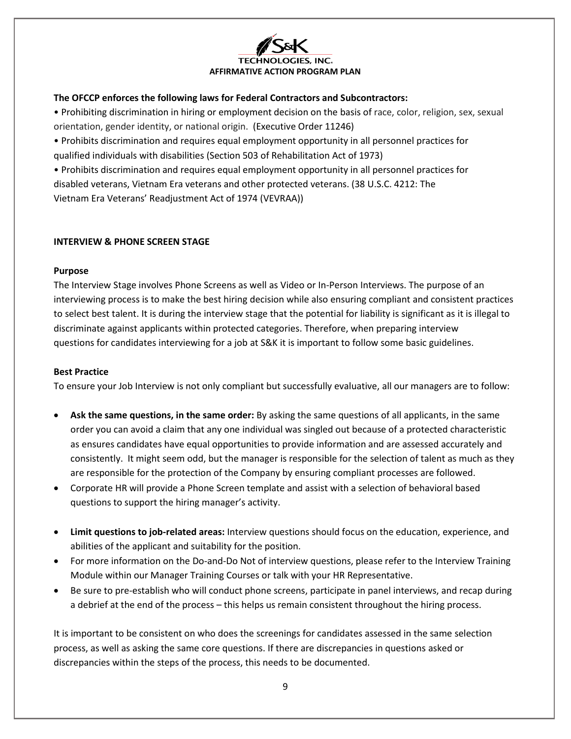**The OFCCP enforces the following laws for Federal Contractors and Subcontractors:**

• Prohibiting discrimination in hiring or employment decision on the basis of race, color, religion, sex, sexual orientation, gender identity, or national origin. (Executive Order 11246)

• Prohibits discrimination and requires equal employment opportunity in all personnel practices for qualified individuals with disabilities (Section 503 of Rehabilitation Act of 1973)

• Prohibits discrimination and requires equal employment opportunity in all personnel practices for disabled veterans, Vietnam Era veterans and other protected veterans. (38 U.S.C. 4212: The Vietnam Era Veterans' Readjustment Act of 1974 (VEVRAA))

## INTERVIEW & PHONE SCREEN STAGE

### Purpose

The Interview Stage involves Phone Screens as well as Video or In-Person Interviews. The purpose of an interviewing process is to make the best hiring decision while also ensuring compliant and consistent practices to select best talent. It is during the interview stage that the potential for liability is significant as it is illegal to discriminate against applicants within protected categories. Therefore, when preparing interview questions for candidates interviewing for a job at S&K it is important to follow some basic guidelines.

### Best Practice

To ensure your Job Interview is not only compliant but successfully evaluative, all our managers are to follow:

- **Ask the same questions, in the same order:** By asking the same questions of all applicants, in the same order you can avoid a claim that any one individual was singled out because of a protected characteristic as ensures candidates have equal opportunities to provide information and are assessed accurately and consistently. It might seem odd, but the manager is responsible for the selection of talent as much as they are responsible for the protection of the Company by ensuring compliant processes are followed.
- Corporate HR will provide a Phone Screen template and assist with a selection of behavioral based questions to support the hiring manager's activity.
- **Limit questions to job-related areas:** Interview questions should focus on the education, experience, and abilities of the applicant and suitability for the position.
- For more information on the Do-and-Do Not of interview questions, please refer to the Interview Training Module within our Manager Training Courses or talk with your HR Representative.
- Be sure to pre-establish who will conduct phone screens, participate in panel interviews, and recap during a debrief at the end of the process – this helps us remain consistent throughout the hiring process.

It is important to be consistent on who does the screenings for candidates assessed in the same selection process, as well as asking the same core questions. If there are discrepancies in questions asked or discrepancies within the steps of the process, this needs to be documented.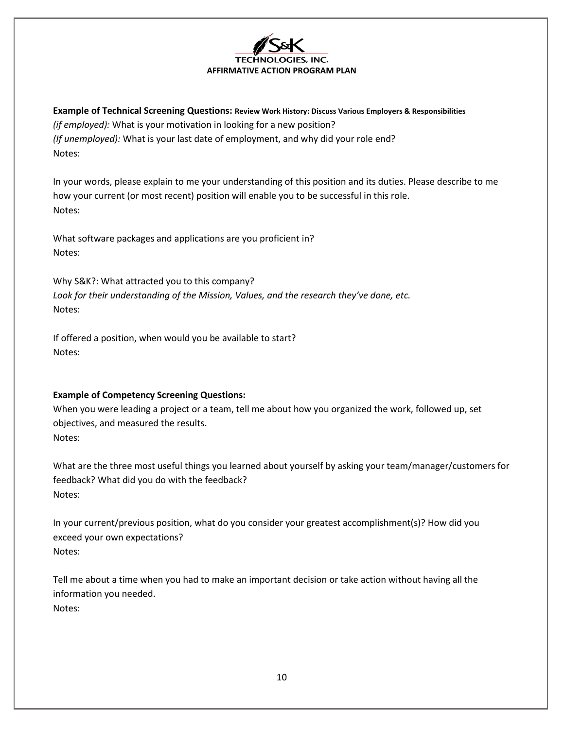**Example of Technical Screening Questions:** **Review Work History: Discuss Various Employers & Responsibilities**

*(if employed):* What is your motivation in looking for a new position?
*(If unemployed):* What is your last date of employment, and why did your role end?
Notes:

In your words, please explain to me your understanding of this position and its duties. Please describe to me how your current (or most recent) position will enable you to be successful in this role.
Notes:

What software packages and applications are you proficient in?
Notes:

Why S&K?: What attracted you to this company?
*Look for their understanding of the Mission, Values, and the research they've done, etc.*
Notes:

If offered a position, when would you be available to start?
Notes:

**Example of Competency Screening Questions:**

When you were leading a project or a team, tell me about how you organized the work, followed up, set objectives, and measured the results.
Notes:

What are the three most useful things you learned about yourself by asking your team/manager/customers for feedback? What did you do with the feedback?
Notes:

In your current/previous position, what do you consider your greatest accomplishment(s)? How did you exceed your own expectations?
Notes:

Tell me about a time when you had to make an important decision or take action without having all the information you needed.
Notes: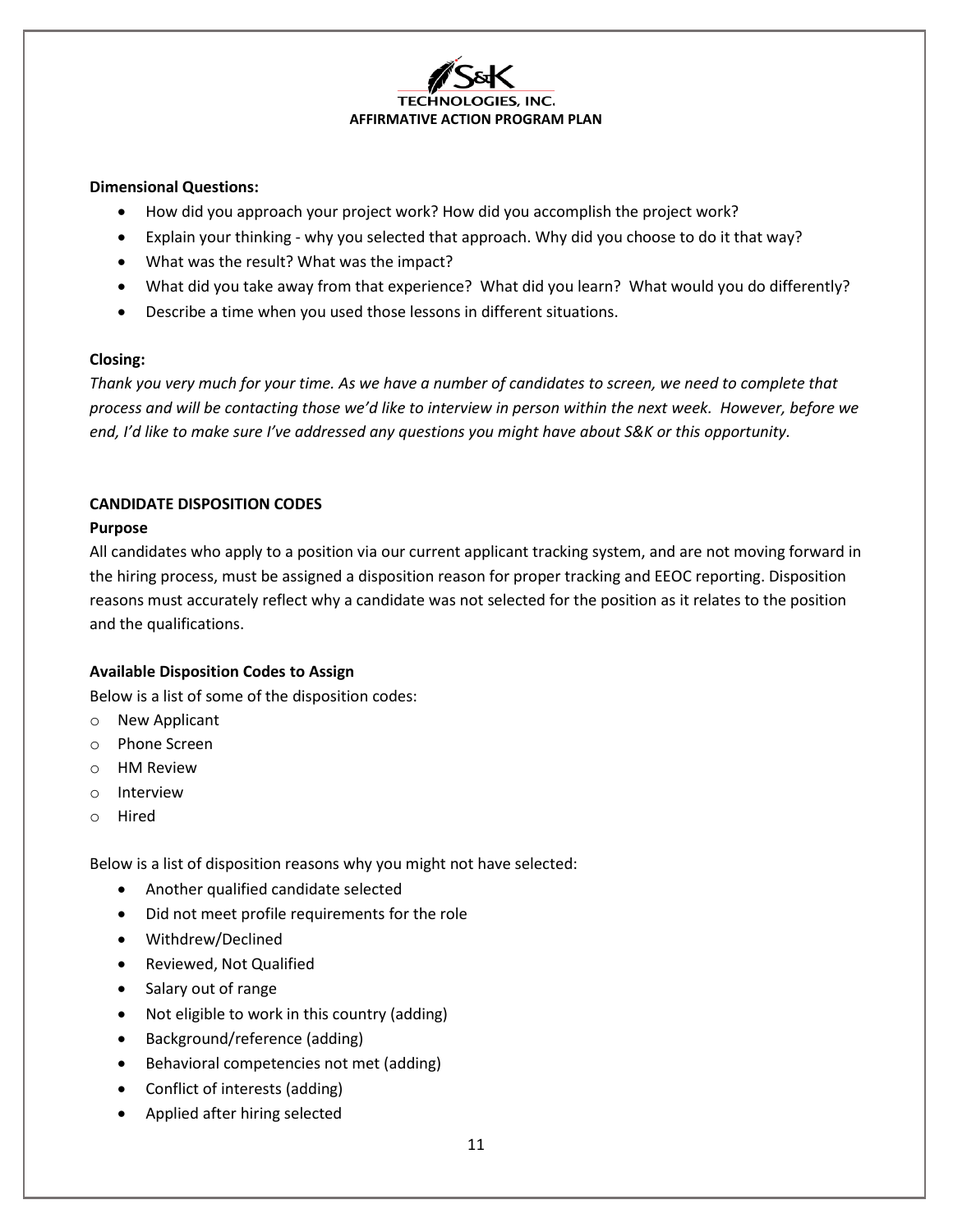**Dimensional Questions:**

- How did you approach your project work? How did you accomplish the project work?
- Explain your thinking - why you selected that approach. Why did you choose to do it that way?
- What was the result? What was the impact?
- What did you take away from that experience? What did you learn? What would you do differently?
- Describe a time when you used those lessons in different situations.

**Closing:**

*Thank you very much for your time. As we have a number of candidates to screen, we need to complete that process and will be contacting those we'd like to interview in person within the next week. However, before we end, I'd like to make sure I've addressed any questions you might have about S&K or this opportunity.*

## CANDIDATE DISPOSITION CODES

### Purpose

All candidates who apply to a position via our current applicant tracking system, and are not moving forward in the hiring process, must be assigned a disposition reason for proper tracking and EEOC reporting. Disposition reasons must accurately reflect why a candidate was not selected for the position as it relates to the position and the qualifications.

### Available Disposition Codes to Assign

Below is a list of some of the disposition codes:

- New Applicant
- Phone Screen
- HM Review
- Interview
- Hired

Below is a list of disposition reasons why you might not have selected:

- Another qualified candidate selected
- Did not meet profile requirements for the role
- Withdrew/Declined
- Reviewed, Not Qualified
- Salary out of range
- Not eligible to work in this country (adding)
- Background/reference (adding)
- Behavioral competencies not met (adding)
- Conflict of interests (adding)
- Applied after hiring selected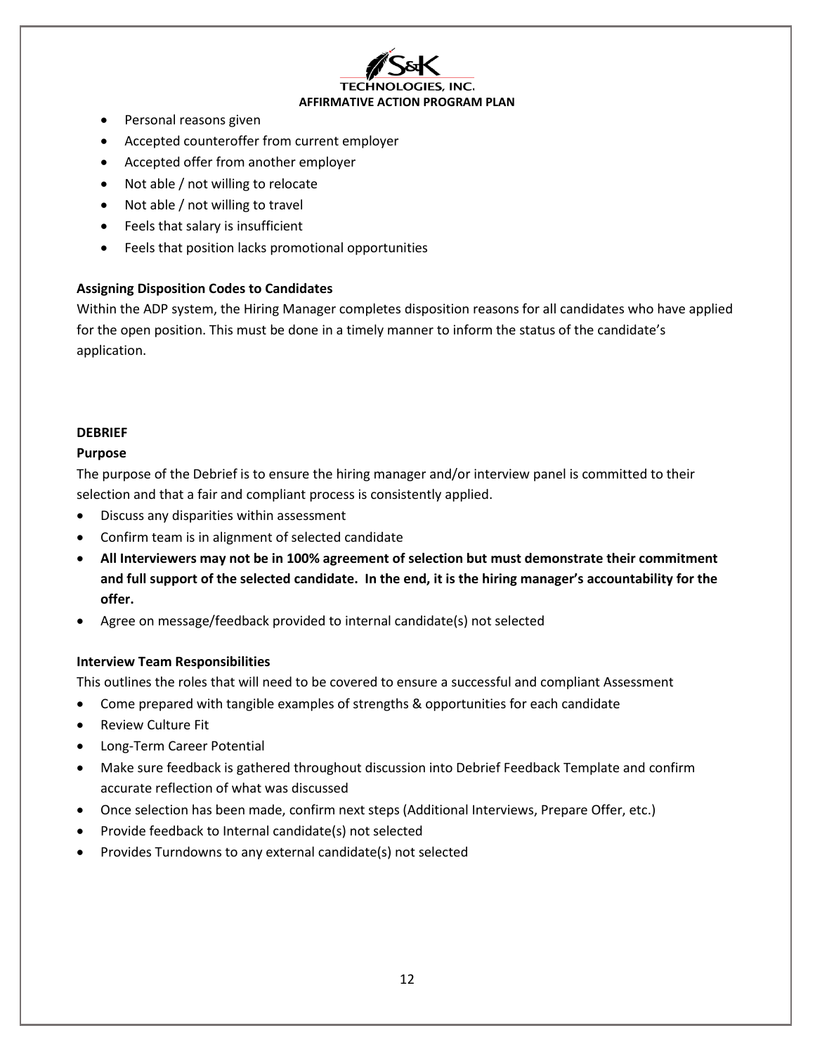- Personal reasons given
- Accepted counteroffer from current employer
- Accepted offer from another employer
- Not able / not willing to relocate
- Not able / not willing to travel
- Feels that salary is insufficient
- Feels that position lacks promotional opportunities

**Assigning Disposition Codes to Candidates**

Within the ADP system, the Hiring Manager completes disposition reasons for all candidates who have applied for the open position. This must be done in a timely manner to inform the status of the candidate's application.

**DEBRIEF**

**Purpose**

The purpose of the Debrief is to ensure the hiring manager and/or interview panel is committed to their selection and that a fair and compliant process is consistently applied.

- Discuss any disparities within assessment
- Confirm team is in alignment of selected candidate
- **All Interviewers may not be in 100% agreement of selection but must demonstrate their commitment and full support of the selected candidate. In the end, it is the hiring manager's accountability for the offer.**
- Agree on message/feedback provided to internal candidate(s) not selected

**Interview Team Responsibilities**

This outlines the roles that will need to be covered to ensure a successful and compliant Assessment

- Come prepared with tangible examples of strengths & opportunities for each candidate
- Review Culture Fit
- Long-Term Career Potential
- Make sure feedback is gathered throughout discussion into Debrief Feedback Template and confirm accurate reflection of what was discussed
- Once selection has been made, confirm next steps (Additional Interviews, Prepare Offer, etc.)
- Provide feedback to Internal candidate(s) not selected
- Provides Turndowns to any external candidate(s) not selected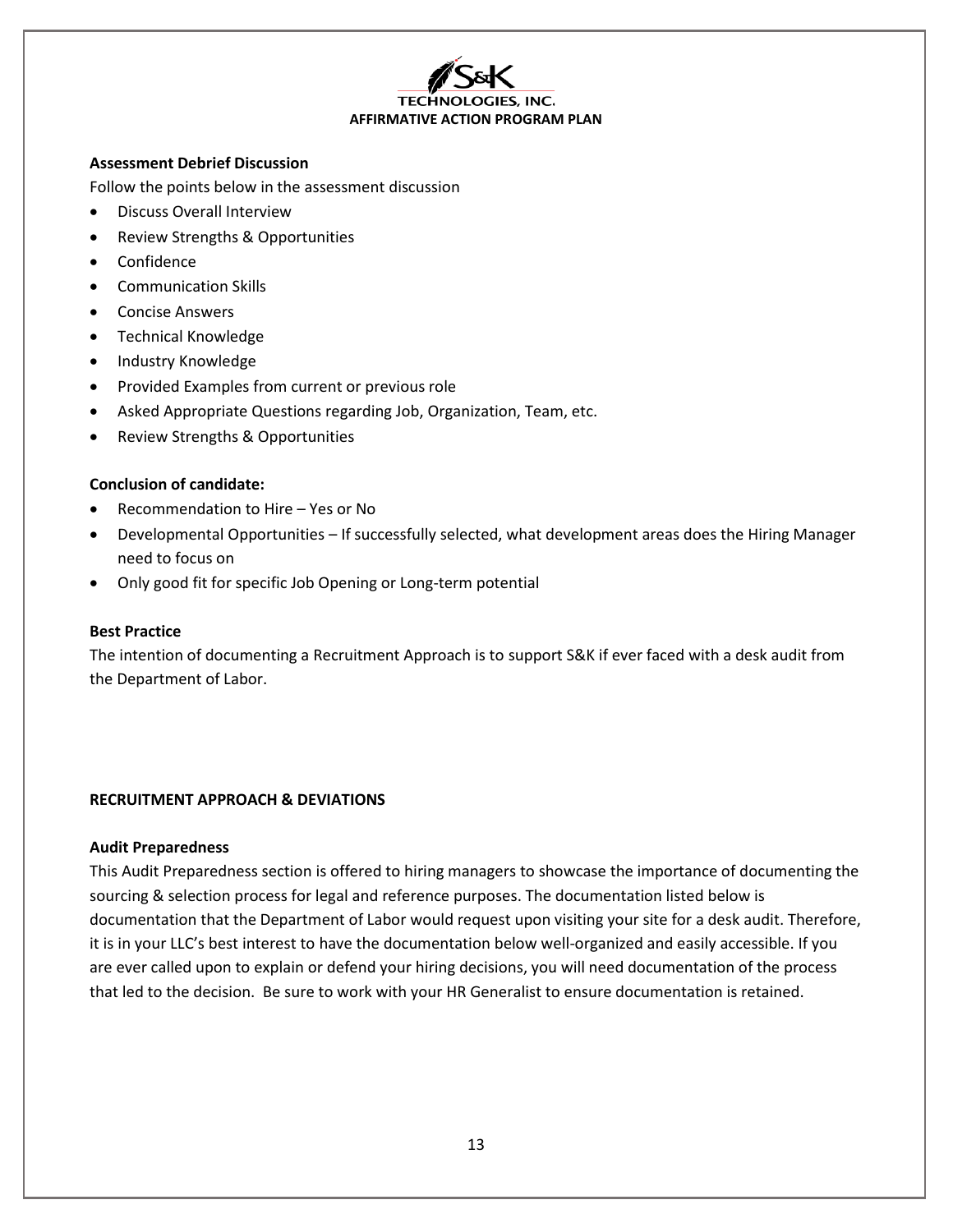**Assessment Debrief Discussion**

Follow the points below in the assessment discussion

- Discuss Overall Interview
- Review Strengths & Opportunities
- Confidence
- Communication Skills
- Concise Answers
- Technical Knowledge
- Industry Knowledge
- Provided Examples from current or previous role
- Asked Appropriate Questions regarding Job, Organization, Team, etc.
- Review Strengths & Opportunities

**Conclusion of candidate:**

- Recommendation to Hire – Yes or No
- Developmental Opportunities – If successfully selected, what development areas does the Hiring Manager need to focus on
- Only good fit for specific Job Opening or Long-term potential

**Best Practice**

The intention of documenting a Recruitment Approach is to support S&K if ever faced with a desk audit from the Department of Labor.

## RECRUITMENT APPROACH & DEVIATIONS

**Audit Preparedness**

This Audit Preparedness section is offered to hiring managers to showcase the importance of documenting the sourcing & selection process for legal and reference purposes. The documentation listed below is documentation that the Department of Labor would request upon visiting your site for a desk audit. Therefore, it is in your LLC's best interest to have the documentation below well-organized and easily accessible. If you are ever called upon to explain or defend your hiring decisions, you will need documentation of the process that led to the decision. Be sure to work with your HR Generalist to ensure documentation is retained.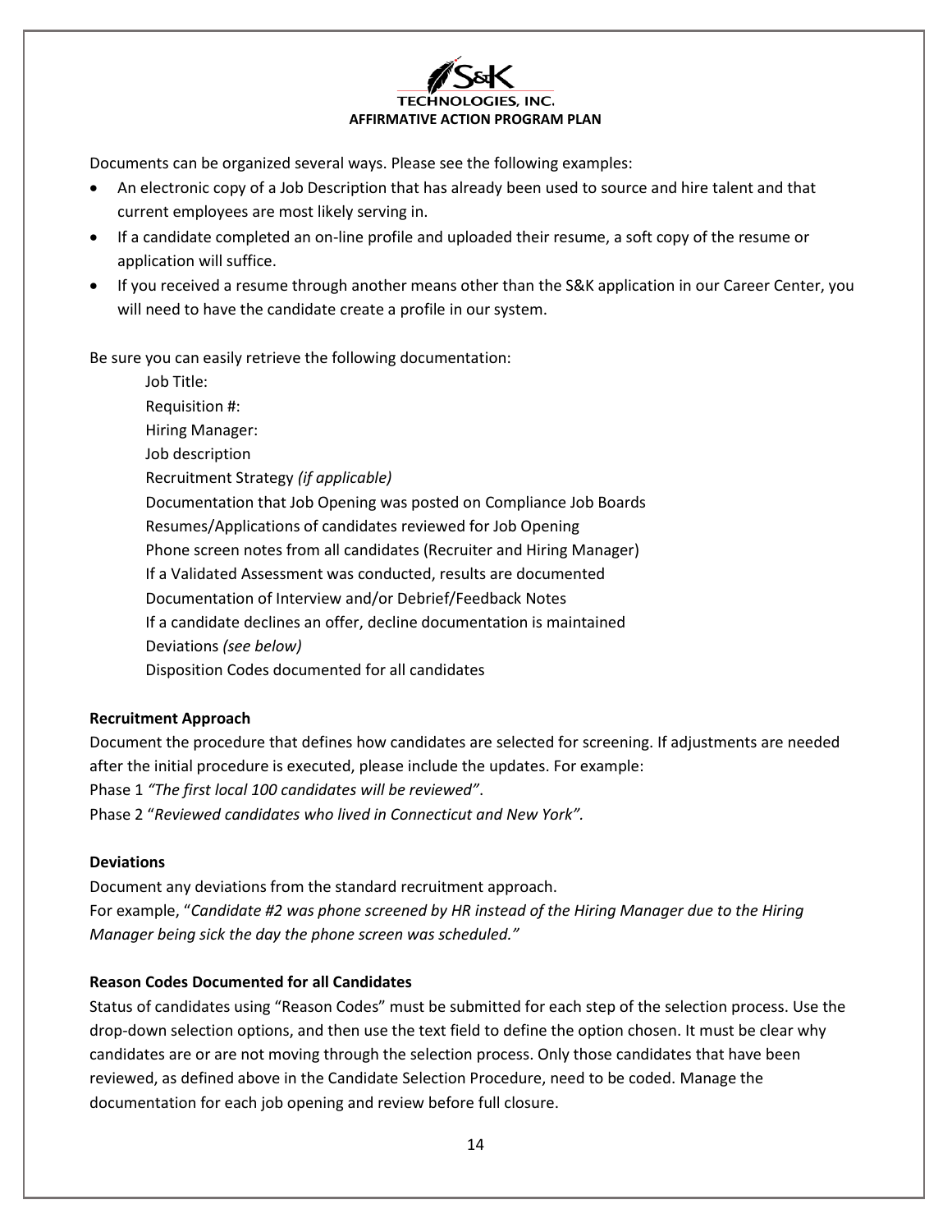Documents can be organized several ways. Please see the following examples:

- An electronic copy of a Job Description that has already been used to source and hire talent and that current employees are most likely serving in.
- If a candidate completed an on-line profile and uploaded their resume, a soft copy of the resume or application will suffice.
- If you received a resume through another means other than the S&K application in our Career Center, you will need to have the candidate create a profile in our system.

Be sure you can easily retrieve the following documentation:

Job Title:
Requisition #:
Hiring Manager:
Job description
Recruitment Strategy *(if applicable)*
Documentation that Job Opening was posted on Compliance Job Boards
Resumes/Applications of candidates reviewed for Job Opening
Phone screen notes from all candidates (Recruiter and Hiring Manager)
If a Validated Assessment was conducted, results are documented
Documentation of Interview and/or Debrief/Feedback Notes
If a candidate declines an offer, decline documentation is maintained
Deviations *(see below)*
Disposition Codes documented for all candidates

**Recruitment Approach**

Document the procedure that defines how candidates are selected for screening. If adjustments are needed after the initial procedure is executed, please include the updates. For example:
Phase 1 *"The first local 100 candidates will be reviewed"*.
Phase 2 "*Reviewed candidates who lived in Connecticut and New York"*.

**Deviations**

Document any deviations from the standard recruitment approach.
For example, "*Candidate #2 was phone screened by HR instead of the Hiring Manager due to the Hiring Manager being sick the day the phone screen was scheduled."*

**Reason Codes Documented for all Candidates**

Status of candidates using "Reason Codes" must be submitted for each step of the selection process. Use the drop-down selection options, and then use the text field to define the option chosen. It must be clear why candidates are or are not moving through the selection process. Only those candidates that have been reviewed, as defined above in the Candidate Selection Procedure, need to be coded. Manage the documentation for each job opening and review before full closure.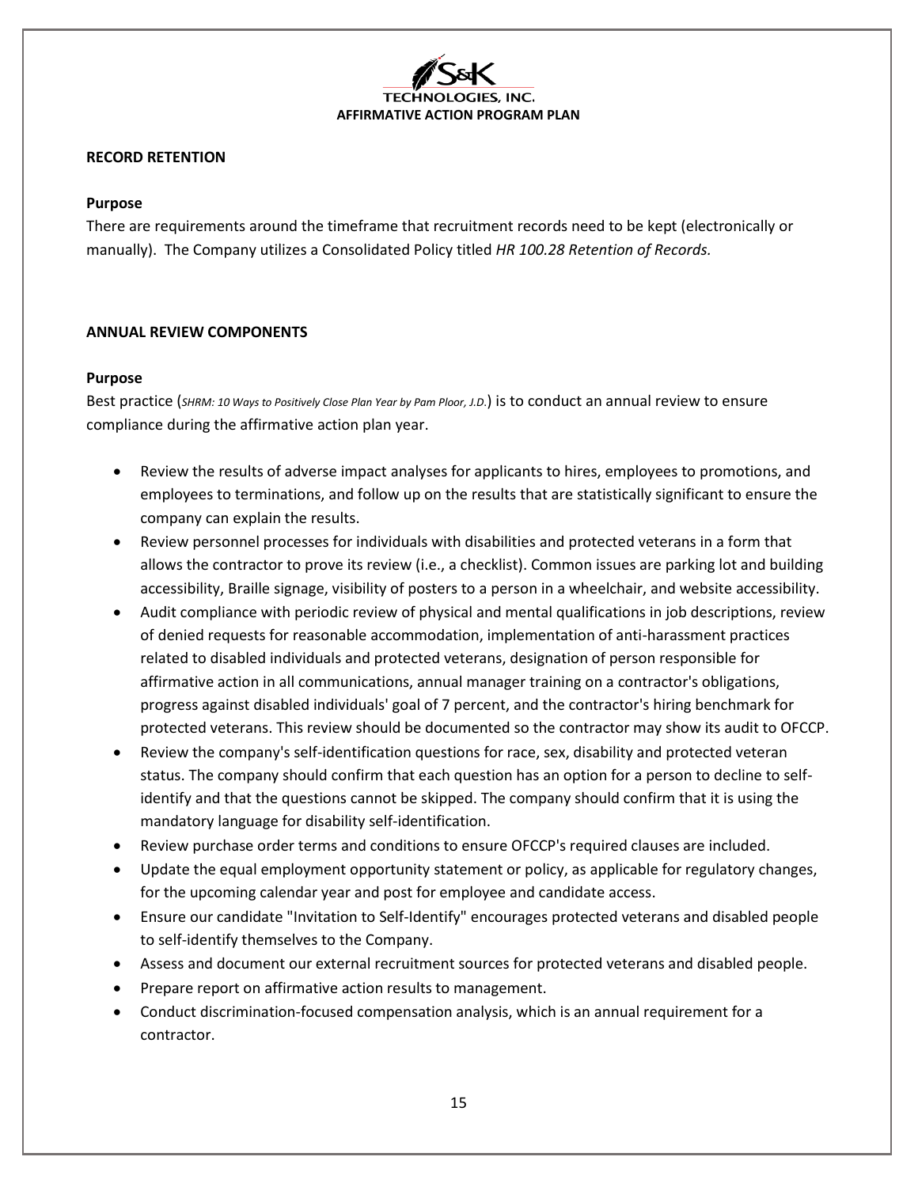## RECORD RETENTION

### Purpose

There are requirements around the timeframe that recruitment records need to be kept (electronically or manually). The Company utilizes a Consolidated Policy titled *HR 100.28 Retention of Records.*

## ANNUAL REVIEW COMPONENTS

### Purpose

Best practice (*SHRM: 10 Ways to Positively Close Plan Year by Pam Ploor, J.D.*) is to conduct an annual review to ensure compliance during the affirmative action plan year.

- Review the results of adverse impact analyses for applicants to hires, employees to promotions, and employees to terminations, and follow up on the results that are statistically significant to ensure the company can explain the results.
- Review personnel processes for individuals with disabilities and protected veterans in a form that allows the contractor to prove its review (i.e., a checklist). Common issues are parking lot and building accessibility, Braille signage, visibility of posters to a person in a wheelchair, and website accessibility.
- Audit compliance with periodic review of physical and mental qualifications in job descriptions, review of denied requests for reasonable accommodation, implementation of anti-harassment practices related to disabled individuals and protected veterans, designation of person responsible for affirmative action in all communications, annual manager training on a contractor's obligations, progress against disabled individuals' goal of 7 percent, and the contractor's hiring benchmark for protected veterans. This review should be documented so the contractor may show its audit to OFCCP.
- Review the company's self-identification questions for race, sex, disability and protected veteran status. The company should confirm that each question has an option for a person to decline to self-identify and that the questions cannot be skipped. The company should confirm that it is using the mandatory language for disability self-identification.
- Review purchase order terms and conditions to ensure OFCCP's required clauses are included.
- Update the equal employment opportunity statement or policy, as applicable for regulatory changes, for the upcoming calendar year and post for employee and candidate access.
- Ensure our candidate "Invitation to Self-Identify" encourages protected veterans and disabled people to self-identify themselves to the Company.
- Assess and document our external recruitment sources for protected veterans and disabled people.
- Prepare report on affirmative action results to management.
- Conduct discrimination-focused compensation analysis, which is an annual requirement for a contractor.